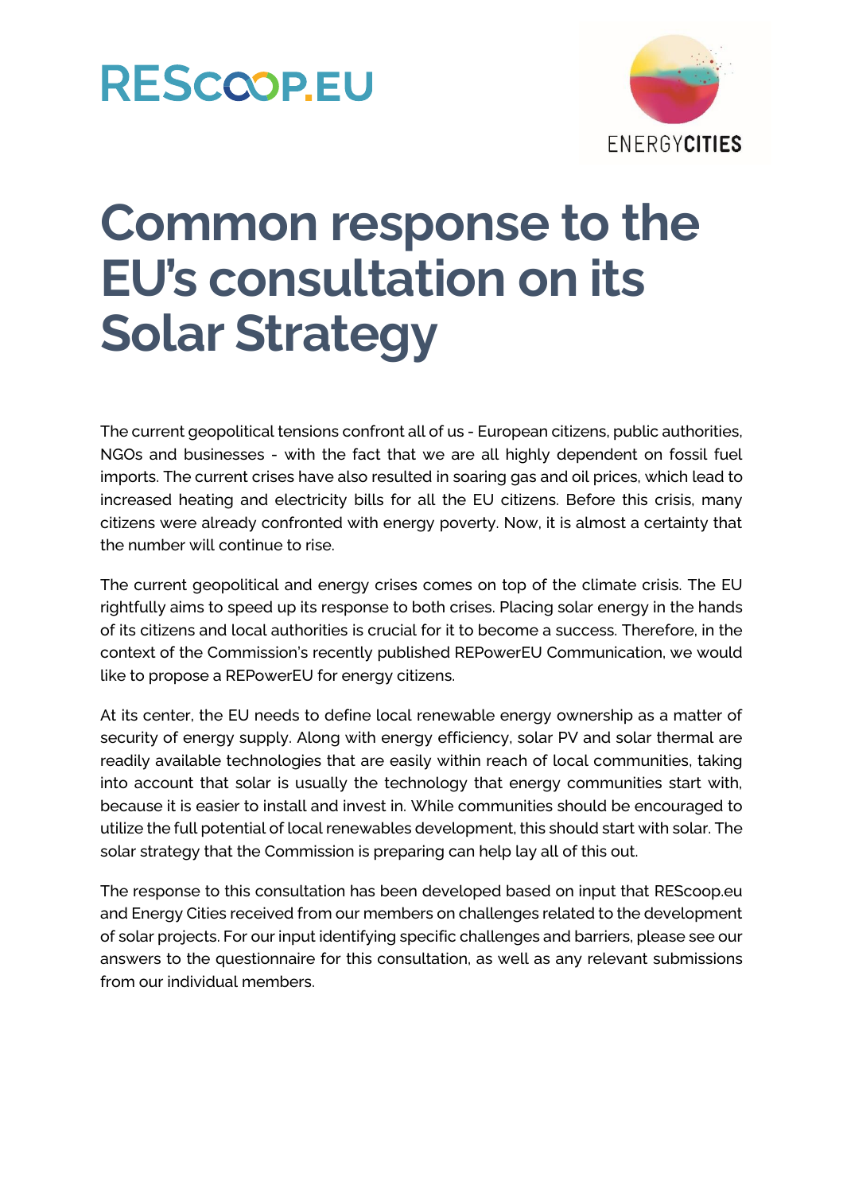RESCOOP.EU

ENERGYCITIES

# Common response to the EU's consultation on its Solar Strategy

The current geopolitical tensions confront all of us - European citizens, public authorities, NGOs and businesses - with the fact that we are all highly dependent on fossil fuel imports. The current crises have also resulted in soaring gas and oil prices, which lead to increased heating and electricity bills for all the EU citizens. Before this crisis, many citizens were already confronted with energy poverty. Now, it is almost a certainty that the number will continue to rise.

The current geopolitical and energy crises comes on top of the climate crisis. The EU rightfully aims to speed up its response to both crises. Placing solar energy in the hands of its citizens and local authorities is crucial for it to become a success. Therefore, in the context of the Commission's recently published REPowerEU Communication, we would like to propose a REPowerEU for energy citizens.

At its center, the EU needs to define local renewable energy ownership as a matter of security of energy supply. Along with energy efficiency, solar PV and solar thermal are readily available technologies that are easily within reach of local communities, taking into account that solar is usually the technology that energy communities start with, because it is easier to install and invest in. While communities should be encouraged to utilize the full potential of local renewables development, this should start with solar. The solar strategy that the Commission is preparing can help lay all of this out.

The response to this consultation has been developed based on input that REScoop.eu and Energy Cities received from our members on challenges related to the development of solar projects. For our input identifying specific challenges and barriers, please see our answers to the questionnaire for this consultation, as well as any relevant submissions from our individual members.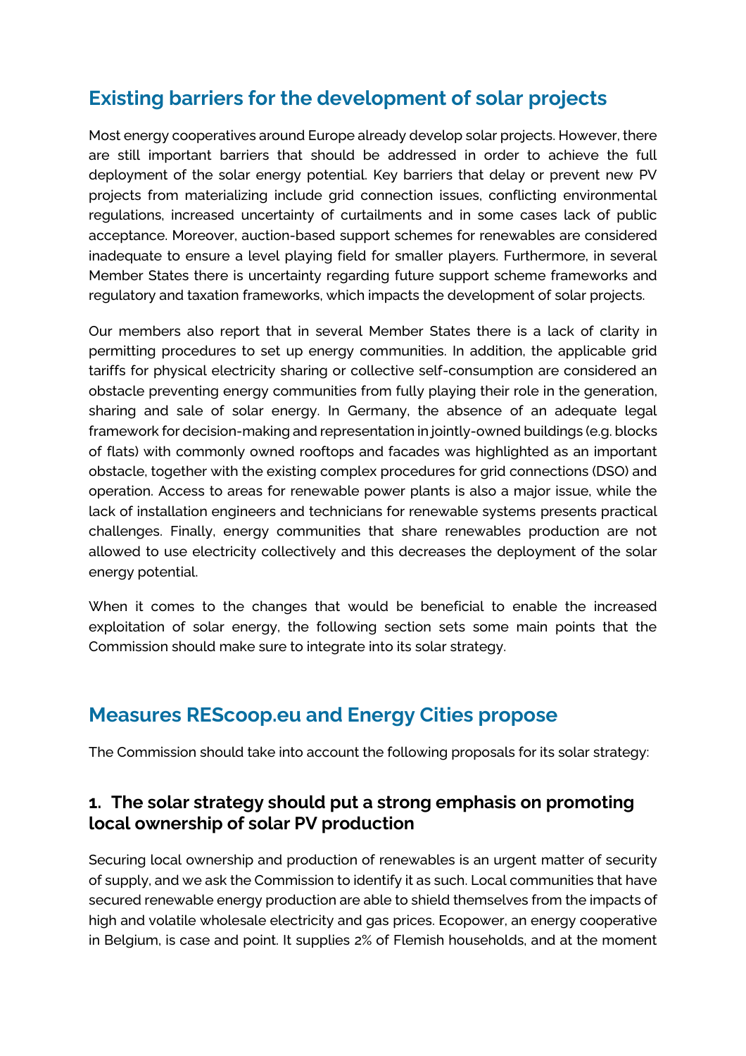## Existing barriers for the development of solar projects

Most energy cooperatives around Europe already develop solar projects. However, there are still important barriers that should be addressed in order to achieve the full deployment of the solar energy potential. Key barriers that delay or prevent new PV projects from materializing include grid connection issues, conflicting environmental regulations, increased uncertainty of curtailments and in some cases lack of public acceptance. Moreover, auction-based support schemes for renewables are considered inadequate to ensure a level playing field for smaller players. Furthermore, in several Member States there is uncertainty regarding future support scheme frameworks and regulatory and taxation frameworks, which impacts the development of solar projects.

Our members also report that in several Member States there is a lack of clarity in permitting procedures to set up energy communities. In addition, the applicable grid tariffs for physical electricity sharing or collective self-consumption are considered an obstacle preventing energy communities from fully playing their role in the generation, sharing and sale of solar energy. In Germany, the absence of an adequate legal framework for decision-making and representation in jointly-owned buildings (e.g. blocks of flats) with commonly owned rooftops and facades was highlighted as an important obstacle, together with the existing complex procedures for grid connections (DSO) and operation. Access to areas for renewable power plants is also a major issue, while the lack of installation engineers and technicians for renewable systems presents practical challenges. Finally, energy communities that share renewables production are not allowed to use electricity collectively and this decreases the deployment of the solar energy potential.

When it comes to the changes that would be beneficial to enable the increased exploitation of solar energy, the following section sets some main points that the Commission should make sure to integrate into its solar strategy.

## Measures REScoop.eu and Energy Cities propose

The Commission should take into account the following proposals for its solar strategy:

### 1. The solar strategy should put a strong emphasis on promoting local ownership of solar PV production

Securing local ownership and production of renewables is an urgent matter of security of supply, and we ask the Commission to identify it as such. Local communities that have secured renewable energy production are able to shield themselves from the impacts of high and volatile wholesale electricity and gas prices. Ecopower, an energy cooperative in Belgium, is case and point. It supplies 2% of Flemish households, and at the moment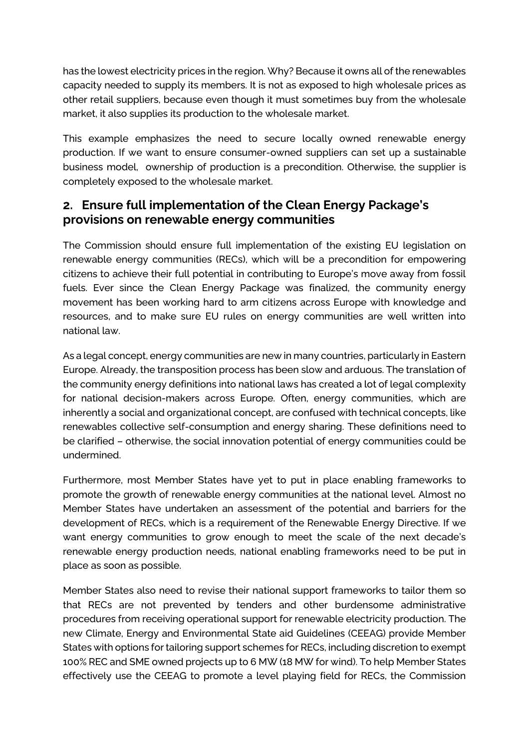has the lowest electricity prices in the region. Why? Because it owns all of the renewables capacity needed to supply its members. It is not as exposed to high wholesale prices as other retail suppliers, because even though it must sometimes buy from the wholesale market, it also supplies its production to the wholesale market.

This example emphasizes the need to secure locally owned renewable energy production. If we want to ensure consumer-owned suppliers can set up a sustainable business model, ownership of production is a precondition. Otherwise, the supplier is completely exposed to the wholesale market.

## 2. Ensure full implementation of the Clean Energy Package's provisions on renewable energy communities

The Commission should ensure full implementation of the existing EU legislation on renewable energy communities (RECs), which will be a precondition for empowering citizens to achieve their full potential in contributing to Europe's move away from fossil fuels. Ever since the Clean Energy Package was finalized, the community energy movement has been working hard to arm citizens across Europe with knowledge and resources, and to make sure EU rules on energy communities are well written into national law.

As a legal concept, energy communities are new in many countries, particularly in Eastern Europe. Already, the transposition process has been slow and arduous. The translation of the community energy definitions into national laws has created a lot of legal complexity for national decision-makers across Europe. Often, energy communities, which are inherently a social and organizational concept, are confused with technical concepts, like renewables collective self-consumption and energy sharing. These definitions need to be clarified – otherwise, the social innovation potential of energy communities could be undermined.

Furthermore, most Member States have yet to put in place enabling frameworks to promote the growth of renewable energy communities at the national level. Almost no Member States have undertaken an assessment of the potential and barriers for the development of RECs, which is a requirement of the Renewable Energy Directive. If we want energy communities to grow enough to meet the scale of the next decade's renewable energy production needs, national enabling frameworks need to be put in place as soon as possible.

Member States also need to revise their national support frameworks to tailor them so that RECs are not prevented by tenders and other burdensome administrative procedures from receiving operational support for renewable electricity production. The new Climate, Energy and Environmental State aid Guidelines (CEEAG) provide Member States with options for tailoring support schemes for RECs, including discretion to exempt 100% REC and SME owned projects up to 6 MW (18 MW for wind). To help Member States effectively use the CEEAG to promote a level playing field for RECs, the Commission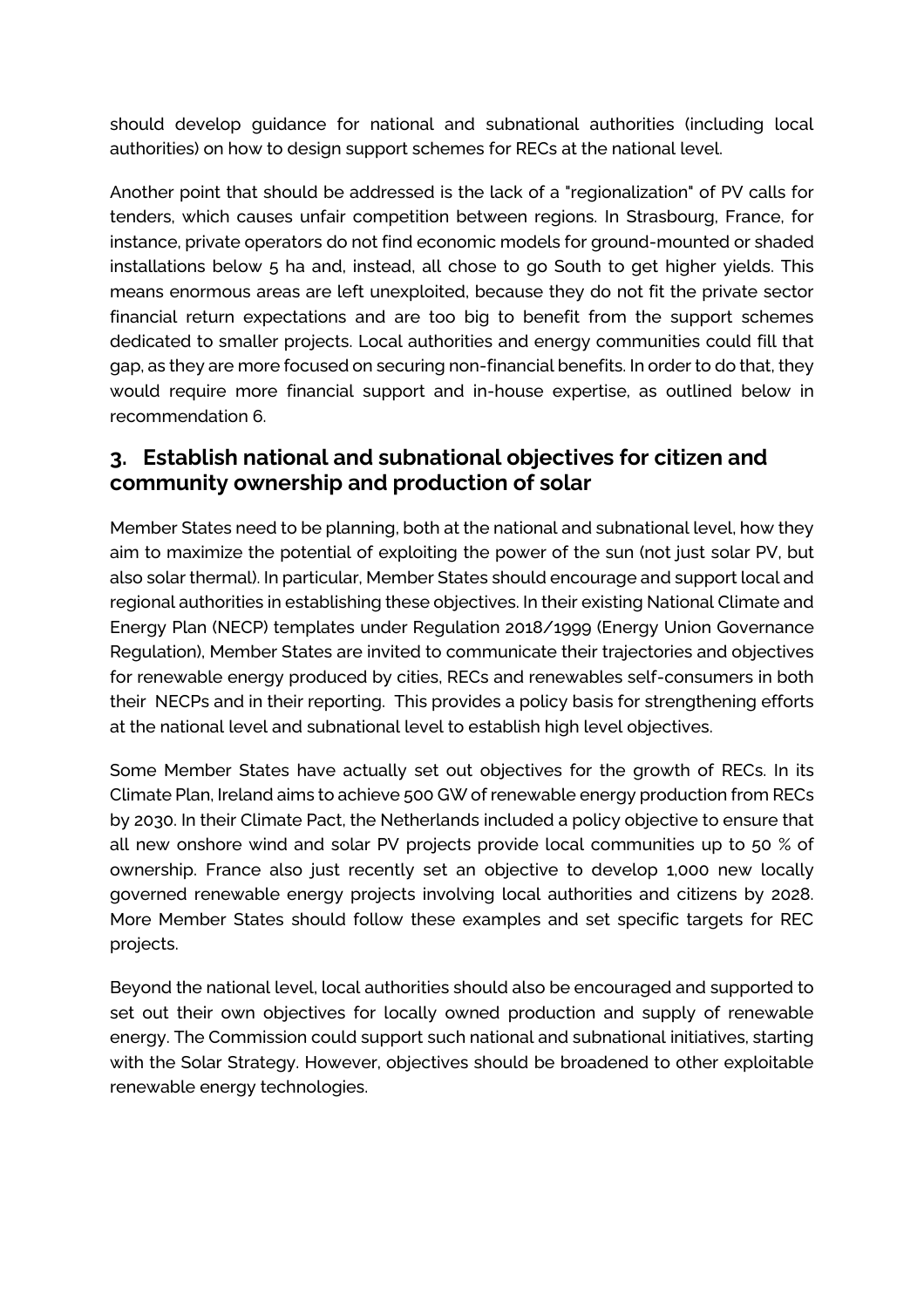should develop guidance for national and subnational authorities (including local authorities) on how to design support schemes for RECs at the national level.

Another point that should be addressed is the lack of a "regionalization" of PV calls for tenders, which causes unfair competition between regions. In Strasbourg, France, for instance, private operators do not find economic models for ground-mounted or shaded installations below 5 ha and, instead, all chose to go South to get higher yields. This means enormous areas are left unexploited, because they do not fit the private sector financial return expectations and are too big to benefit from the support schemes dedicated to smaller projects. Local authorities and energy communities could fill that gap, as they are more focused on securing non-financial benefits. In order to do that, they would require more financial support and in-house expertise, as outlined below in recommendation 6.

## 3. Establish national and subnational objectives for citizen and community ownership and production of solar

Member States need to be planning, both at the national and subnational level, how they aim to maximize the potential of exploiting the power of the sun (not just solar PV, but also solar thermal). In particular, Member States should encourage and support local and regional authorities in establishing these objectives. In their existing National Climate and Energy Plan (NECP) templates under Regulation 2018/1999 (Energy Union Governance Regulation), Member States are invited to communicate their trajectories and objectives for renewable energy produced by cities, RECs and renewables self-consumers in both their NECPs and in their reporting. This provides a policy basis for strengthening efforts at the national level and subnational level to establish high level objectives.

Some Member States have actually set out objectives for the growth of RECs. In its Climate Plan, Ireland aims to achieve 500 GW of renewable energy production from RECs by 2030. In their Climate Pact, the Netherlands included a policy objective to ensure that all new onshore wind and solar PV projects provide local communities up to 50 % of ownership. France also just recently set an objective to develop 1,000 new locally governed renewable energy projects involving local authorities and citizens by 2028. More Member States should follow these examples and set specific targets for REC projects.

Beyond the national level, local authorities should also be encouraged and supported to set out their own objectives for locally owned production and supply of renewable energy. The Commission could support such national and subnational initiatives, starting with the Solar Strategy. However, objectives should be broadened to other exploitable renewable energy technologies.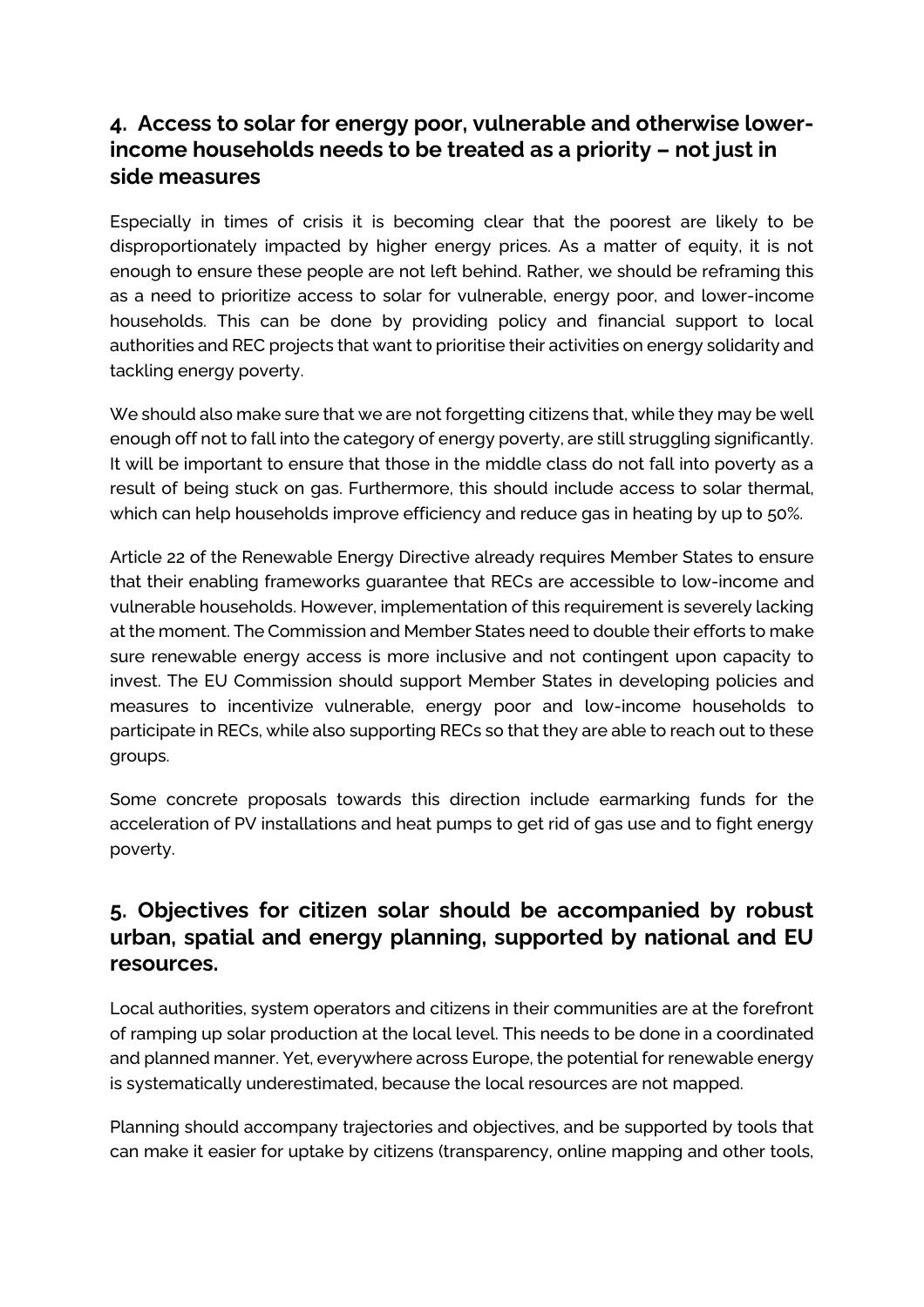## 4. Access to solar for energy poor, vulnerable and otherwise lower-income households needs to be treated as a priority – not just in side measures

Especially in times of crisis it is becoming clear that the poorest are likely to be disproportionately impacted by higher energy prices. As a matter of equity, it is not enough to ensure these people are not left behind. Rather, we should be reframing this as a need to prioritize access to solar for vulnerable, energy poor, and lower-income households. This can be done by providing policy and financial support to local authorities and REC projects that want to prioritise their activities on energy solidarity and tackling energy poverty.

We should also make sure that we are not forgetting citizens that, while they may be well enough off not to fall into the category of energy poverty, are still struggling significantly. It will be important to ensure that those in the middle class do not fall into poverty as a result of being stuck on gas. Furthermore, this should include access to solar thermal, which can help households improve efficiency and reduce gas in heating by up to 50%.

Article 22 of the Renewable Energy Directive already requires Member States to ensure that their enabling frameworks guarantee that RECs are accessible to low-income and vulnerable households. However, implementation of this requirement is severely lacking at the moment. The Commission and Member States need to double their efforts to make sure renewable energy access is more inclusive and not contingent upon capacity to invest. The EU Commission should support Member States in developing policies and measures to incentivize vulnerable, energy poor and low-income households to participate in RECs, while also supporting RECs so that they are able to reach out to these groups.

Some concrete proposals towards this direction include earmarking funds for the acceleration of PV installations and heat pumps to get rid of gas use and to fight energy poverty.

## 5. Objectives for citizen solar should be accompanied by robust urban, spatial and energy planning, supported by national and EU resources.

Local authorities, system operators and citizens in their communities are at the forefront of ramping up solar production at the local level. This needs to be done in a coordinated and planned manner. Yet, everywhere across Europe, the potential for renewable energy is systematically underestimated, because the local resources are not mapped.

Planning should accompany trajectories and objectives, and be supported by tools that can make it easier for uptake by citizens (transparency, online mapping and other tools,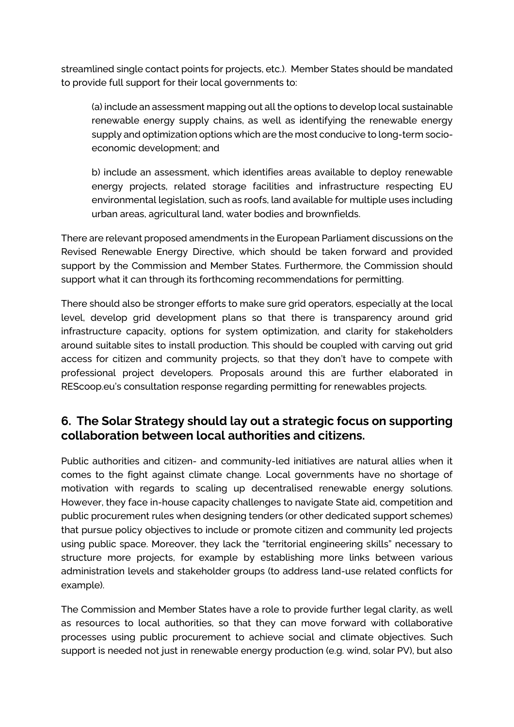streamlined single contact points for projects, etc.). Member States should be mandated to provide full support for their local governments to:

(a) include an assessment mapping out all the options to develop local sustainable renewable energy supply chains, as well as identifying the renewable energy supply and optimization options which are the most conducive to long-term socio-economic development; and

b) include an assessment, which identifies areas available to deploy renewable energy projects, related storage facilities and infrastructure respecting EU environmental legislation, such as roofs, land available for multiple uses including urban areas, agricultural land, water bodies and brownfields.

There are relevant proposed amendments in the European Parliament discussions on the Revised Renewable Energy Directive, which should be taken forward and provided support by the Commission and Member States. Furthermore, the Commission should support what it can through its forthcoming recommendations for permitting.

There should also be stronger efforts to make sure grid operators, especially at the local level, develop grid development plans so that there is transparency around grid infrastructure capacity, options for system optimization, and clarity for stakeholders around suitable sites to install production. This should be coupled with carving out grid access for citizen and community projects, so that they don't have to compete with professional project developers. Proposals around this are further elaborated in REScoop.eu's consultation response regarding permitting for renewables projects.

## 6. The Solar Strategy should lay out a strategic focus on supporting collaboration between local authorities and citizens.

Public authorities and citizen- and community-led initiatives are natural allies when it comes to the fight against climate change. Local governments have no shortage of motivation with regards to scaling up decentralised renewable energy solutions. However, they face in-house capacity challenges to navigate State aid, competition and public procurement rules when designing tenders (or other dedicated support schemes) that pursue policy objectives to include or promote citizen and community led projects using public space. Moreover, they lack the "territorial engineering skills" necessary to structure more projects, for example by establishing more links between various administration levels and stakeholder groups (to address land-use related conflicts for example).

The Commission and Member States have a role to provide further legal clarity, as well as resources to local authorities, so that they can move forward with collaborative processes using public procurement to achieve social and climate objectives. Such support is needed not just in renewable energy production (e.g. wind, solar PV), but also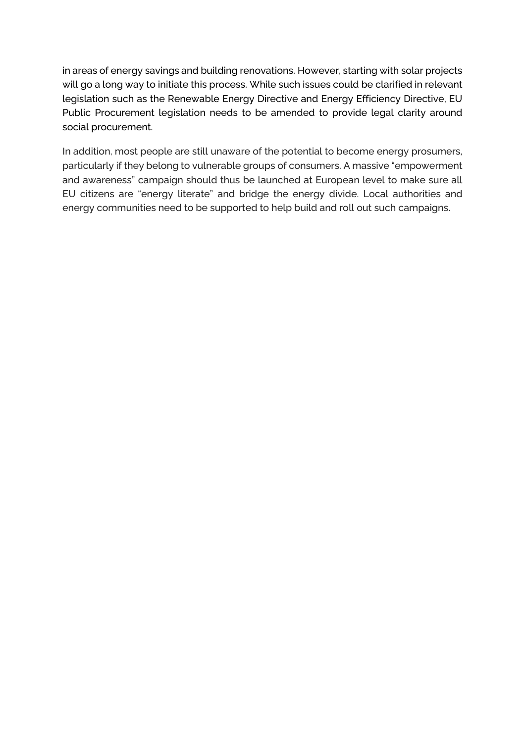in areas of energy savings and building renovations. However, starting with solar projects will go a long way to initiate this process. While such issues could be clarified in relevant legislation such as the Renewable Energy Directive and Energy Efficiency Directive, EU Public Procurement legislation needs to be amended to provide legal clarity around social procurement.

In addition, most people are still unaware of the potential to become energy prosumers, particularly if they belong to vulnerable groups of consumers. A massive "empowerment and awareness" campaign should thus be launched at European level to make sure all EU citizens are "energy literate" and bridge the energy divide. Local authorities and energy communities need to be supported to help build and roll out such campaigns.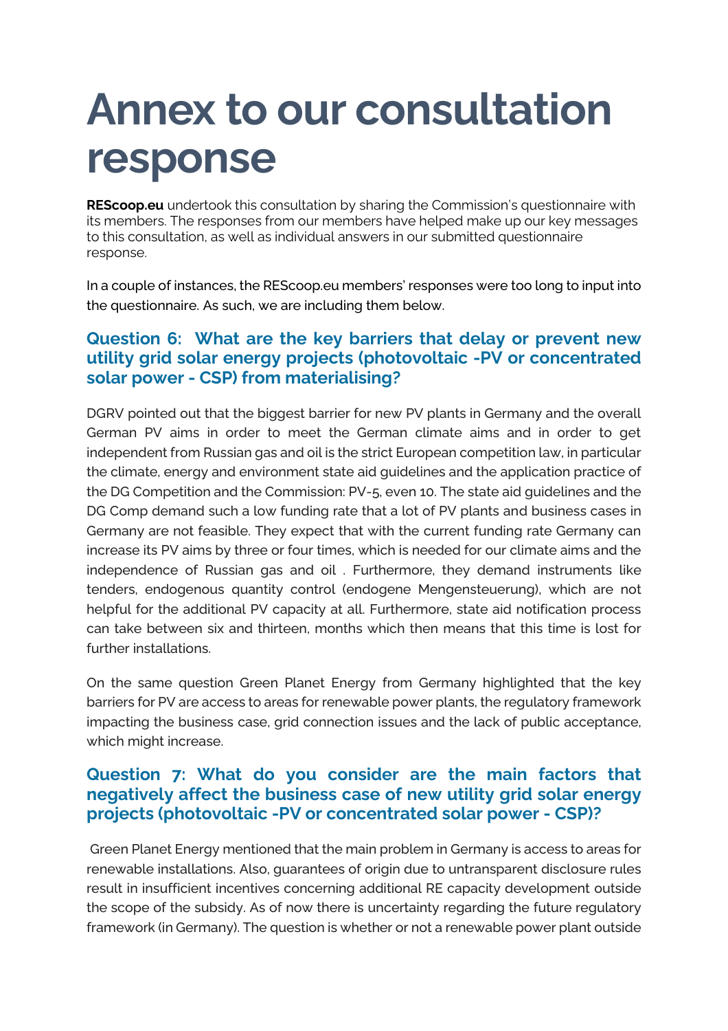# Annex to our consultation response

**REScoop.eu** undertook this consultation by sharing the Commission's questionnaire with its members. The responses from our members have helped make up our key messages to this consultation, as well as individual answers in our submitted questionnaire response.

In a couple of instances, the REScoop.eu members' responses were too long to input into the questionnaire. As such, we are including them below.

### Question 6: What are the key barriers that delay or prevent new utility grid solar energy projects (photovoltaic -PV or concentrated solar power - CSP) from materialising?

DGRV pointed out that the biggest barrier for new PV plants in Germany and the overall German PV aims in order to meet the German climate aims and in order to get independent from Russian gas and oil is the strict European competition law, in particular the climate, energy and environment state aid guidelines and the application practice of the DG Competition and the Commission: PV-5, even 10. The state aid guidelines and the DG Comp demand such a low funding rate that a lot of PV plants and business cases in Germany are not feasible. They expect that with the current funding rate Germany can increase its PV aims by three or four times, which is needed for our climate aims and the independence of Russian gas and oil . Furthermore, they demand instruments like tenders, endogenous quantity control (endogene Mengensteuerung), which are not helpful for the additional PV capacity at all. Furthermore, state aid notification process can take between six and thirteen, months which then means that this time is lost for further installations.

On the same question Green Planet Energy from Germany highlighted that the key barriers for PV are access to areas for renewable power plants, the regulatory framework impacting the business case, grid connection issues and the lack of public acceptance, which might increase.

### Question 7: What do you consider are the main factors that negatively affect the business case of new utility grid solar energy projects (photovoltaic -PV or concentrated solar power - CSP)?

Green Planet Energy mentioned that the main problem in Germany is access to areas for renewable installations. Also, guarantees of origin due to untransparent disclosure rules result in insufficient incentives concerning additional RE capacity development outside the scope of the subsidy. As of now there is uncertainty regarding the future regulatory framework (in Germany). The question is whether or not a renewable power plant outside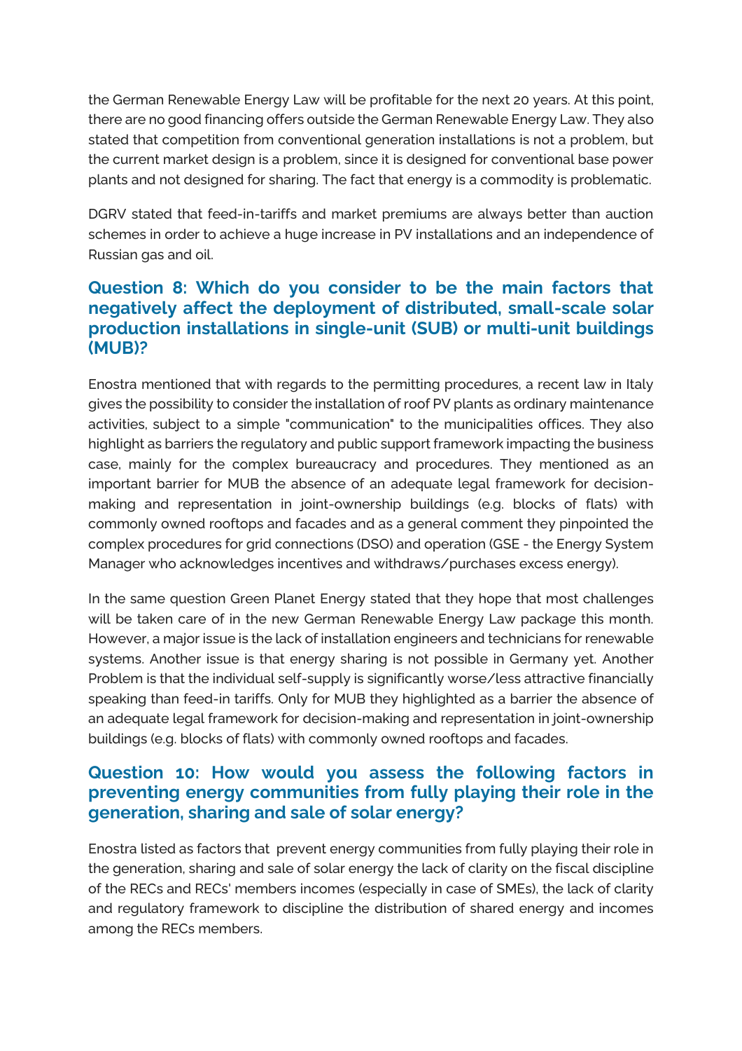the German Renewable Energy Law will be profitable for the next 20 years. At this point, there are no good financing offers outside the German Renewable Energy Law. They also stated that competition from conventional generation installations is not a problem, but the current market design is a problem, since it is designed for conventional base power plants and not designed for sharing. The fact that energy is a commodity is problematic.

DGRV stated that feed-in-tariffs and market premiums are always better than auction schemes in order to achieve a huge increase in PV installations and an independence of Russian gas and oil.

## Question 8: Which do you consider to be the main factors that negatively affect the deployment of distributed, small-scale solar production installations in single-unit (SUB) or multi-unit buildings (MUB)?

Enostra mentioned that with regards to the permitting procedures, a recent law in Italy gives the possibility to consider the installation of roof PV plants as ordinary maintenance activities, subject to a simple "communication" to the municipalities offices. They also highlight as barriers the regulatory and public support framework impacting the business case, mainly for the complex bureaucracy and procedures. They mentioned as an important barrier for MUB the absence of an adequate legal framework for decision-making and representation in joint-ownership buildings (e.g. blocks of flats) with commonly owned rooftops and facades and as a general comment they pinpointed the complex procedures for grid connections (DSO) and operation (GSE - the Energy System Manager who acknowledges incentives and withdraws/purchases excess energy).

In the same question Green Planet Energy stated that they hope that most challenges will be taken care of in the new German Renewable Energy Law package this month. However, a major issue is the lack of installation engineers and technicians for renewable systems. Another issue is that energy sharing is not possible in Germany yet. Another Problem is that the individual self-supply is significantly worse/less attractive financially speaking than feed-in tariffs. Only for MUB they highlighted as a barrier the absence of an adequate legal framework for decision-making and representation in joint-ownership buildings (e.g. blocks of flats) with commonly owned rooftops and facades.

## Question 10: How would you assess the following factors in preventing energy communities from fully playing their role in the generation, sharing and sale of solar energy?

Enostra listed as factors that prevent energy communities from fully playing their role in the generation, sharing and sale of solar energy the lack of clarity on the fiscal discipline of the RECs and RECs' members incomes (especially in case of SMEs), the lack of clarity and regulatory framework to discipline the distribution of shared energy and incomes among the RECs members.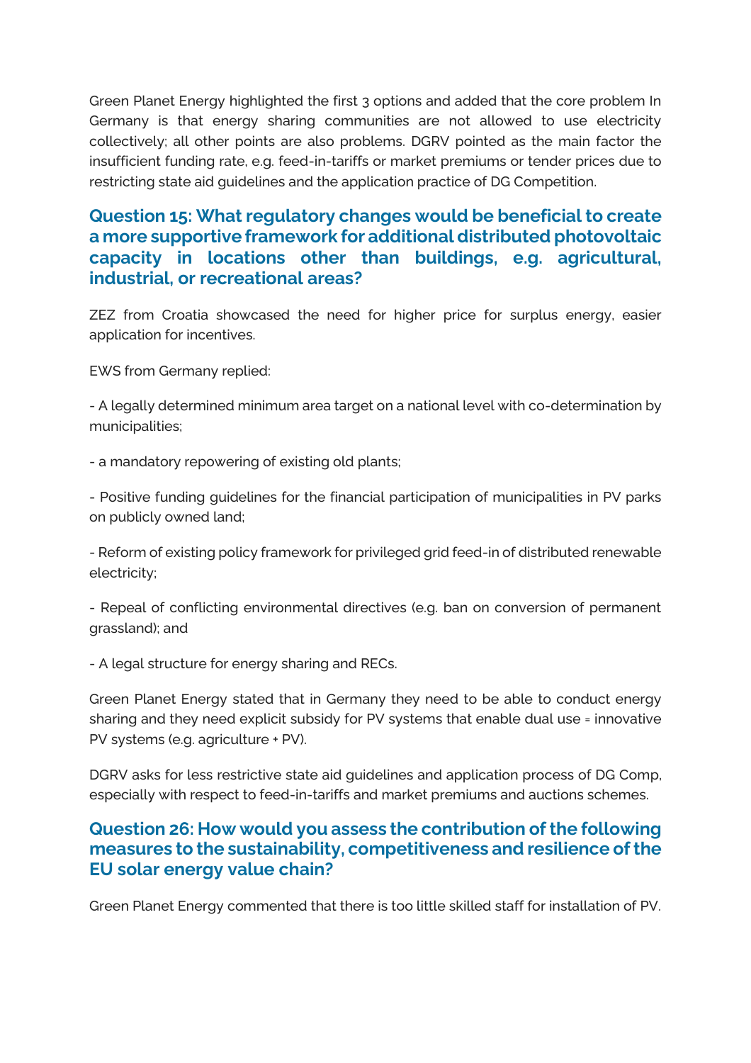Green Planet Energy highlighted the first 3 options and added that the core problem In Germany is that energy sharing communities are not allowed to use electricity collectively; all other points are also problems. DGRV pointed as the main factor the insufficient funding rate, e.g. feed-in-tariffs or market premiums or tender prices due to restricting state aid guidelines and the application practice of DG Competition.

## Question 15: What regulatory changes would be beneficial to create a more supportive framework for additional distributed photovoltaic capacity in locations other than buildings, e.g. agricultural, industrial, or recreational areas?

ZEZ from Croatia showcased the need for higher price for surplus energy, easier application for incentives.

EWS from Germany replied:

- A legally determined minimum area target on a national level with co-determination by municipalities;

- a mandatory repowering of existing old plants;

- Positive funding guidelines for the financial participation of municipalities in PV parks on publicly owned land;

- Reform of existing policy framework for privileged grid feed-in of distributed renewable electricity;

- Repeal of conflicting environmental directives (e.g. ban on conversion of permanent grassland); and

- A legal structure for energy sharing and RECs.

Green Planet Energy stated that in Germany they need to be able to conduct energy sharing and they need explicit subsidy for PV systems that enable dual use = innovative PV systems (e.g. agriculture + PV).

DGRV asks for less restrictive state aid guidelines and application process of DG Comp, especially with respect to feed-in-tariffs and market premiums and auctions schemes.

## Question 26: How would you assess the contribution of the following measures to the sustainability, competitiveness and resilience of the EU solar energy value chain?

Green Planet Energy commented that there is too little skilled staff for installation of PV.